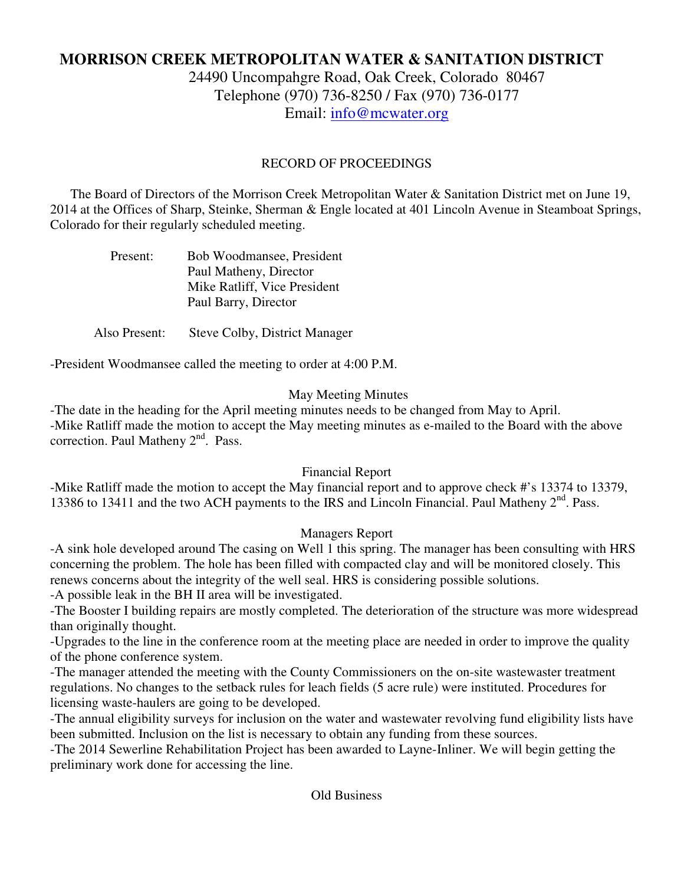# MORRISON CREEK METROPOLITAN WATER & SANITATION DISTRICT

24490 Uncompahgre Road, Oak Creek, Colorado 80467
Telephone (970) 736-8250 / Fax (970) 736-0177
Email: info@mcwater.org

## RECORD OF PROCEEDINGS

The Board of Directors of the Morrison Creek Metropolitan Water & Sanitation District met on June 19, 2014 at the Offices of Sharp, Steinke, Sherman & Engle located at 401 Lincoln Avenue in Steamboat Springs, Colorado for their regularly scheduled meeting.

Present: Bob Woodmansee, President
Paul Matheny, Director
Mike Ratliff, Vice President
Paul Barry, Director

Also Present: Steve Colby, District Manager

-President Woodmansee called the meeting to order at 4:00 P.M.

### May Meeting Minutes

-The date in the heading for the April meeting minutes needs to be changed from May to April.
-Mike Ratliff made the motion to accept the May meeting minutes as e-mailed to the Board with the above correction. Paul Matheny 2nd. Pass.

### Financial Report

-Mike Ratliff made the motion to accept the May financial report and to approve check #'s 13374 to 13379, 13386 to 13411 and the two ACH payments to the IRS and Lincoln Financial. Paul Matheny 2nd. Pass.

### Managers Report

-A sink hole developed around The casing on Well 1 this spring. The manager has been consulting with HRS concerning the problem. The hole has been filled with compacted clay and will be monitored closely. This renews concerns about the integrity of the well seal. HRS is considering possible solutions.
-A possible leak in the BH II area will be investigated.
-The Booster I building repairs are mostly completed. The deterioration of the structure was more widespread than originally thought.
-Upgrades to the line in the conference room at the meeting place are needed in order to improve the quality of the phone conference system.
-The manager attended the meeting with the County Commissioners on the on-site wastewaster treatment regulations. No changes to the setback rules for leach fields (5 acre rule) were instituted. Procedures for licensing waste-haulers are going to be developed.
-The annual eligibility surveys for inclusion on the water and wastewater revolving fund eligibility lists have been submitted. Inclusion on the list is necessary to obtain any funding from these sources.
-The 2014 Sewerline Rehabilitation Project has been awarded to Layne-Inliner. We will begin getting the preliminary work done for accessing the line.

### Old Business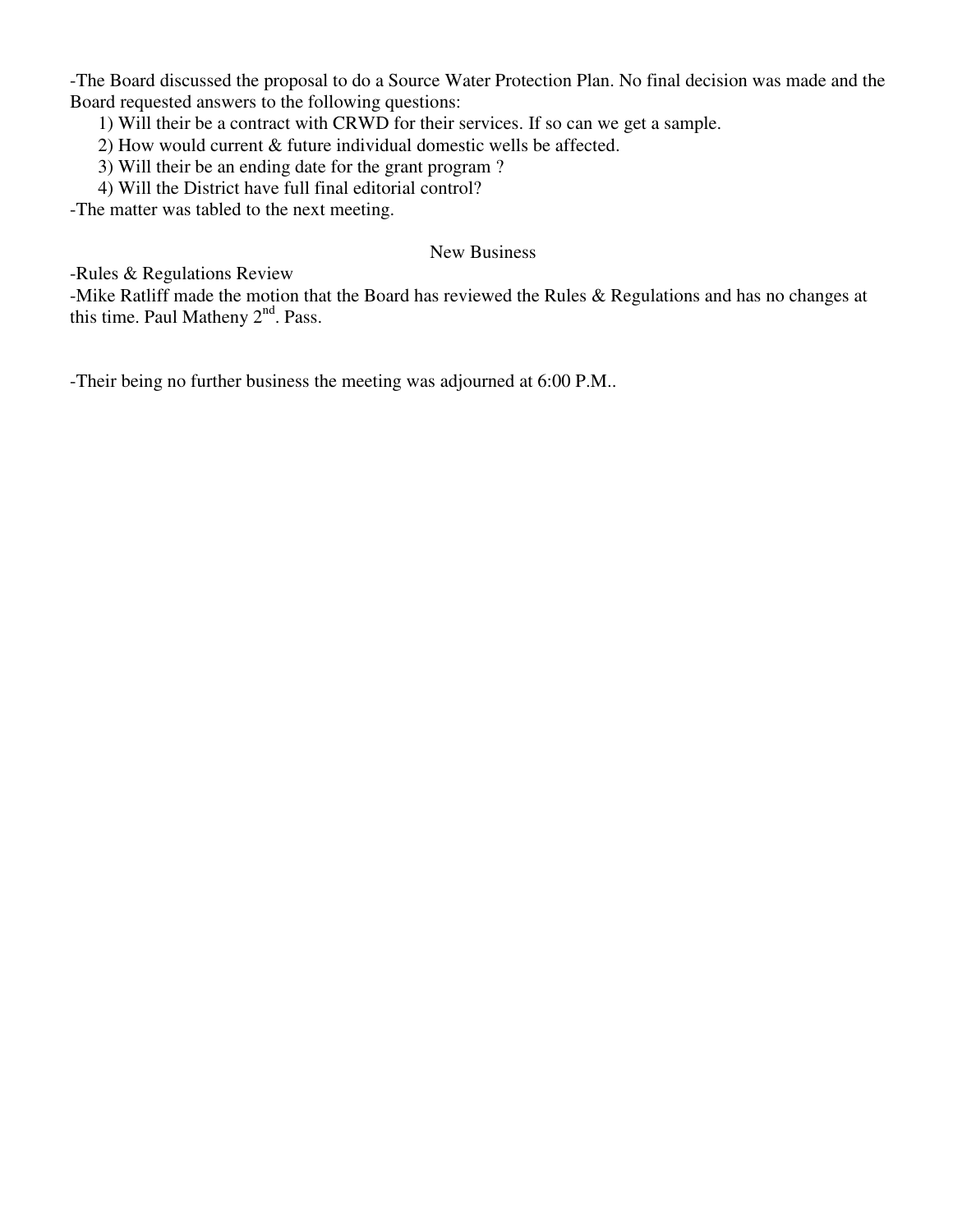-The Board discussed the proposal to do a Source Water Protection Plan. No final decision was made and the Board requested answers to the following questions:

1) Will their be a contract with CRWD for their services. If so can we get a sample.
2) How would current & future individual domestic wells be affected.
3) Will their be an ending date for the grant program ?
4) Will the District have full final editorial control?

-The matter was tabled to the next meeting.

New Business

-Rules & Regulations Review

-Mike Ratliff made the motion that the Board has reviewed the Rules & Regulations and has no changes at this time. Paul Matheny 2nd. Pass.

-Their being no further business the meeting was adjourned at 6:00 P.M..